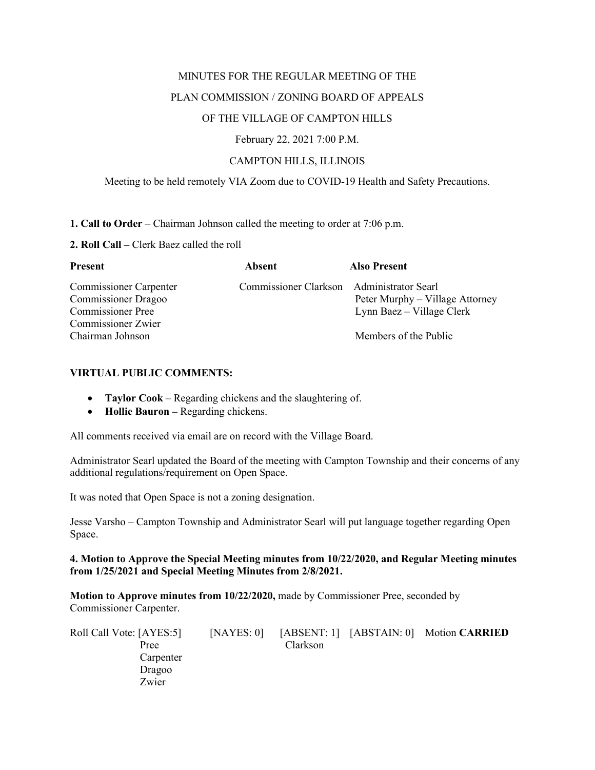MINUTES FOR THE REGULAR MEETING OF THE

PLAN COMMISSION / ZONING BOARD OF APPEALS

OF THE VILLAGE OF CAMPTON HILLS

February 22, 2021 7:00 P.M.

CAMPTON HILLS, ILLINOIS

Meeting to be held remotely VIA Zoom due to COVID-19 Health and Safety Precautions.

**1. Call to Order** – Chairman Johnson called the meeting to order at 7:06 p.m.

**2. Roll Call –** Clerk Baez called the roll

| **Present** | **Absent** | **Also Present** |
|---|---|---|
| Commissioner Carpenter | Commissioner Clarkson | Administrator Searl |
| Commissioner Dragoo | | Peter Murphy – Village Attorney |
| Commissioner Pree | | Lynn Baez – Village Clerk |
| Commissioner Zwier | | |
| Chairman Johnson | | Members of the Public |

**VIRTUAL PUBLIC COMMENTS:**

- **Taylor Cook** – Regarding chickens and the slaughtering of.
- **Hollie Bauron –** Regarding chickens.

All comments received via email are on record with the Village Board.

Administrator Searl updated the Board of the meeting with Campton Township and their concerns of any additional regulations/requirement on Open Space.

It was noted that Open Space is not a zoning designation.

Jesse Varsho – Campton Township and Administrator Searl will put language together regarding Open Space.

**4. Motion to Approve the Special Meeting minutes from 10/22/2020, and Regular Meeting minutes from 1/25/2021 and Special Meeting Minutes from 2/8/2021.**

**Motion to Approve minutes from 10/22/2020,** made by Commissioner Pree, seconded by Commissioner Carpenter.

| Roll Call Vote: [AYES:5] | [NAYES: 0] | [ABSENT: 1] | [ABSTAIN: 0] | Motion **CARRIED** |
|---|---|---|---|---|
| Pree | | Clarkson | | |
| Carpenter | | | | |
| Dragoo | | | | |
| Zwier | | | | |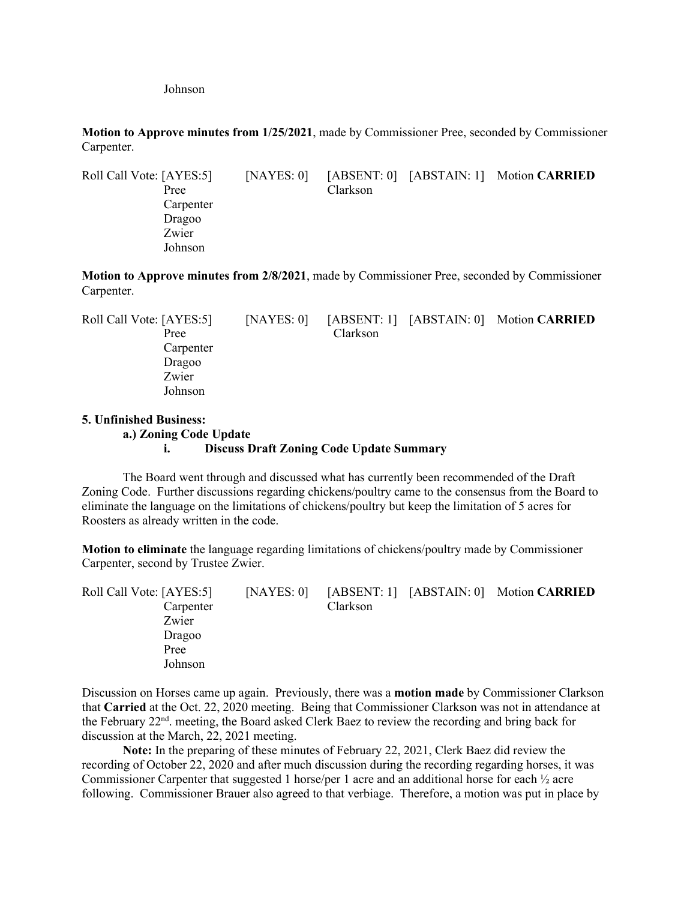Johnson

**Motion to Approve minutes from 1/25/2021**, made by Commissioner Pree, seconded by Commissioner Carpenter.

| Roll Call Vote: [AYES:5] | [NAYES: 0] | [ABSENT: 0] | [ABSTAIN: 1] | Motion **CARRIED** |
|---|---|---|---|---|
| Pree | | Clarkson | | |
| Carpenter | | | | |
| Dragoo | | | | |
| Zwier | | | | |
| Johnson | | | | |

**Motion to Approve minutes from 2/8/2021**, made by Commissioner Pree, seconded by Commissioner Carpenter.

| Roll Call Vote: [AYES:5] | [NAYES: 0] | [ABSENT: 1] | [ABSTAIN: 0] | Motion **CARRIED** |
|---|---|---|---|---|
| Pree | | Clarkson | | |
| Carpenter | | | | |
| Dragoo | | | | |
| Zwier | | | | |
| Johnson | | | | |

**5. Unfinished Business:**

**a.) Zoning Code Update**

**i. Discuss Draft Zoning Code Update Summary**

The Board went through and discussed what has currently been recommended of the Draft Zoning Code. Further discussions regarding chickens/poultry came to the consensus from the Board to eliminate the language on the limitations of chickens/poultry but keep the limitation of 5 acres for Roosters as already written in the code.

**Motion to eliminate** the language regarding limitations of chickens/poultry made by Commissioner Carpenter, second by Trustee Zwier.

| Roll Call Vote: [AYES:5] | [NAYES: 0] | [ABSENT: 1] | [ABSTAIN: 0] | Motion **CARRIED** |
|---|---|---|---|---|
| Carpenter | | Clarkson | | |
| Zwier | | | | |
| Dragoo | | | | |
| Pree | | | | |
| Johnson | | | | |

Discussion on Horses came up again. Previously, there was a **motion made** by Commissioner Clarkson that **Carried** at the Oct. 22, 2020 meeting. Being that Commissioner Clarkson was not in attendance at the February 22nd. meeting, the Board asked Clerk Baez to review the recording and bring back for discussion at the March, 22, 2021 meeting.

**Note:** In the preparing of these minutes of February 22, 2021, Clerk Baez did review the recording of October 22, 2020 and after much discussion during the recording regarding horses, it was Commissioner Carpenter that suggested 1 horse/per 1 acre and an additional horse for each ½ acre following. Commissioner Brauer also agreed to that verbiage. Therefore, a motion was put in place by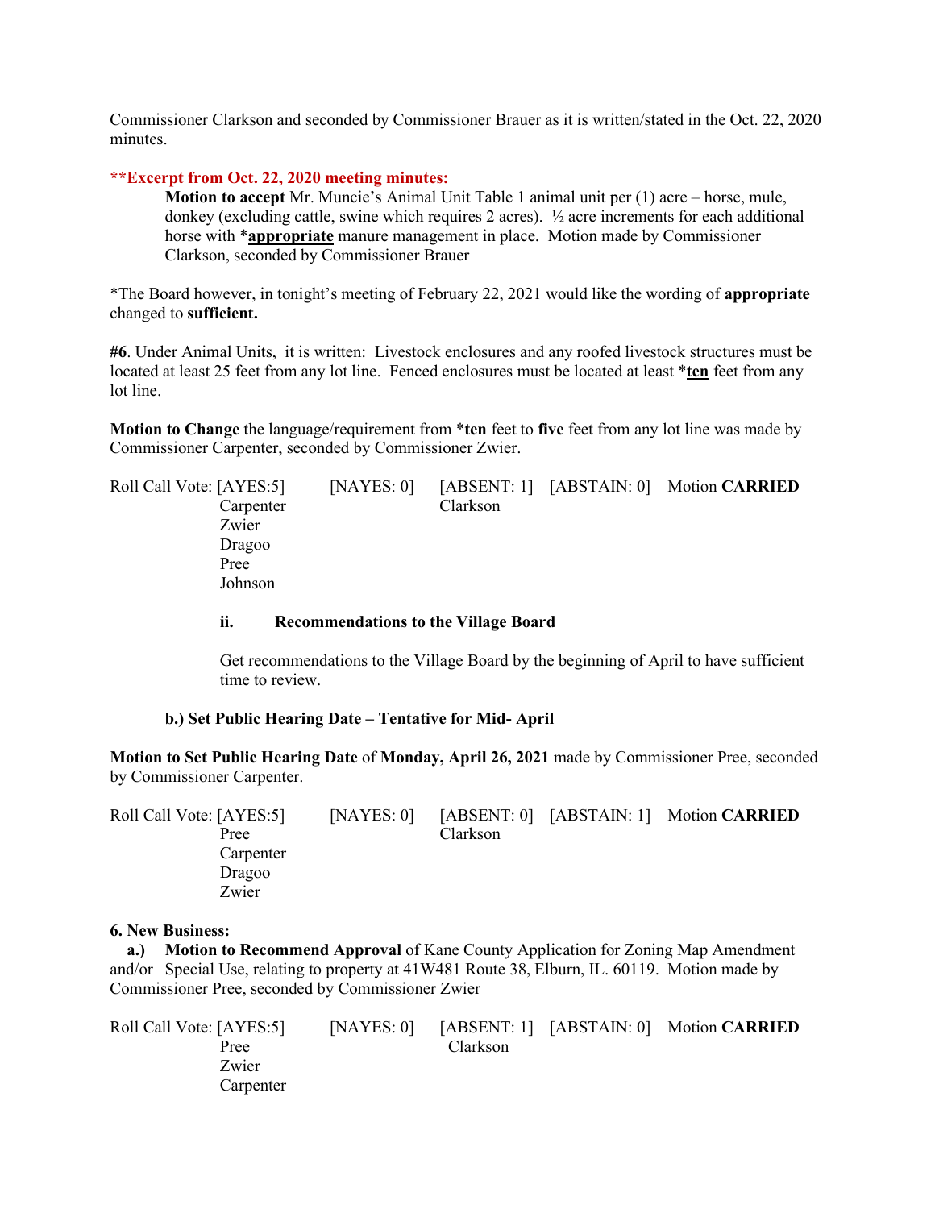Commissioner Clarkson and seconded by Commissioner Brauer as it is written/stated in the Oct. 22, 2020 minutes.

**\*\*Excerpt from Oct. 22, 2020 meeting minutes:**

> **Motion to accept** Mr. Muncie's Animal Unit Table 1 animal unit per (1) acre – horse, mule, donkey (excluding cattle, swine which requires 2 acres). ½ acre increments for each additional horse with \***appropriate** manure management in place. Motion made by Commissioner Clarkson, seconded by Commissioner Brauer

\*The Board however, in tonight's meeting of February 22, 2021 would like the wording of **appropriate** changed to **sufficient.**

**#6**. Under Animal Units, it is written: Livestock enclosures and any roofed livestock structures must be located at least 25 feet from any lot line. Fenced enclosures must be located at least \***ten** feet from any lot line.

**Motion to Change** the language/requirement from \***ten** feet to **five** feet from any lot line was made by Commissioner Carpenter, seconded by Commissioner Zwier.

| Roll Call Vote: [AYES:5] | [NAYES: 0] | [ABSENT: 1] | [ABSTAIN: 0] | Motion **CARRIED** |
|---|---|---|---|---|
| Carpenter | | Clarkson | | |
| Zwier | | | | |
| Dragoo | | | | |
| Pree | | | | |
| Johnson | | | | |

**ii. Recommendations to the Village Board**

Get recommendations to the Village Board by the beginning of April to have sufficient time to review.

**b.) Set Public Hearing Date – Tentative for Mid- April**

**Motion to Set Public Hearing Date** of **Monday, April 26, 2021** made by Commissioner Pree, seconded by Commissioner Carpenter.

| Roll Call Vote: [AYES:5] | [NAYES: 0] | [ABSENT: 0] | [ABSTAIN: 1] | Motion **CARRIED** |
|---|---|---|---|---|
| Pree | | Clarkson | | |
| Carpenter | | | | |
| Dragoo | | | | |
| Zwier | | | | |

**6. New Business:**

**a.) Motion to Recommend Approval** of Kane County Application for Zoning Map Amendment and/or Special Use, relating to property at 41W481 Route 38, Elburn, IL. 60119. Motion made by Commissioner Pree, seconded by Commissioner Zwier

| Roll Call Vote: [AYES:5] | [NAYES: 0] | [ABSENT: 1] | [ABSTAIN: 0] | Motion **CARRIED** |
|---|---|---|---|---|
| Pree | | Clarkson | | |
| Zwier | | | | |
| Carpenter | | | | |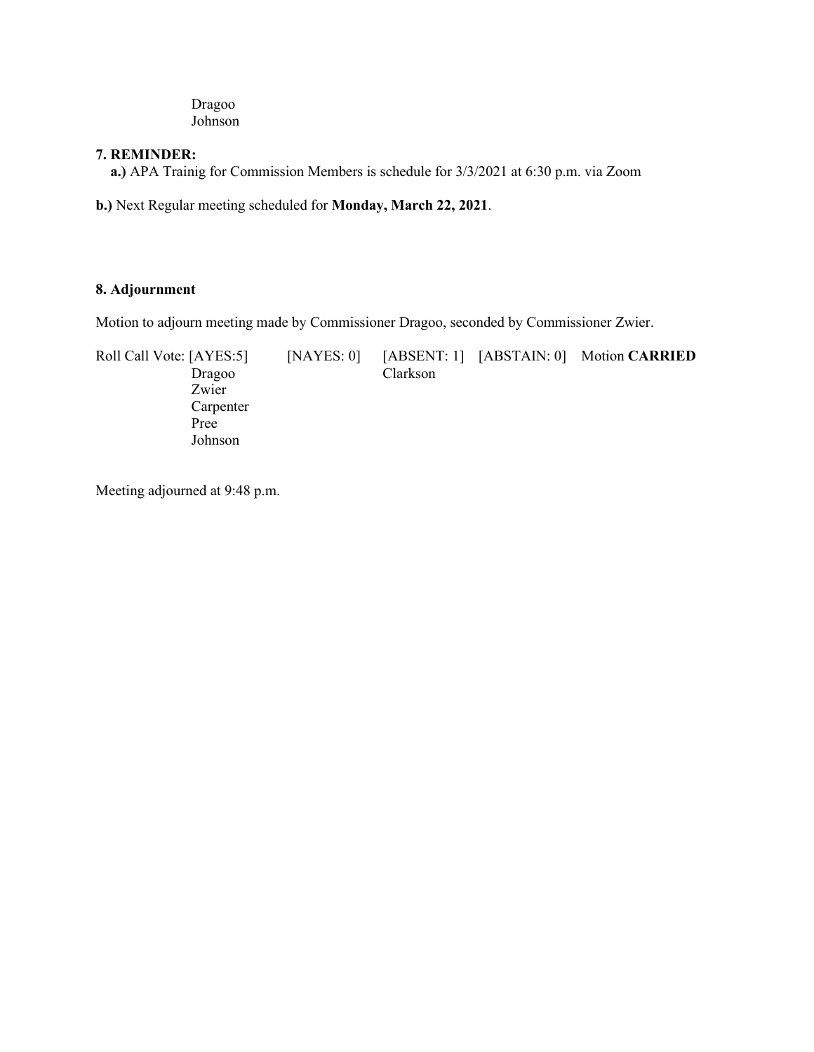Dragoo
Johnson

**7. REMINDER:**

**a.)** APA Trainig for Commission Members is schedule for 3/3/2021 at 6:30 p.m. via Zoom

**b.)** Next Regular meeting scheduled for **Monday, March 22, 2021**.

**8. Adjournment**

Motion to adjourn meeting made by Commissioner Dragoo, seconded by Commissioner Zwier.

| | | | | |
|---|---|---|---|---|
| Roll Call Vote: [AYES:5] | [NAYES: 0] | [ABSENT: 1] | [ABSTAIN: 0] | Motion **CARRIED** |
| Dragoo | | Clarkson | | |
| Zwier | | | | |
| Carpenter | | | | |
| Pree | | | | |
| Johnson | | | | |

Meeting adjourned at 9:48 p.m.